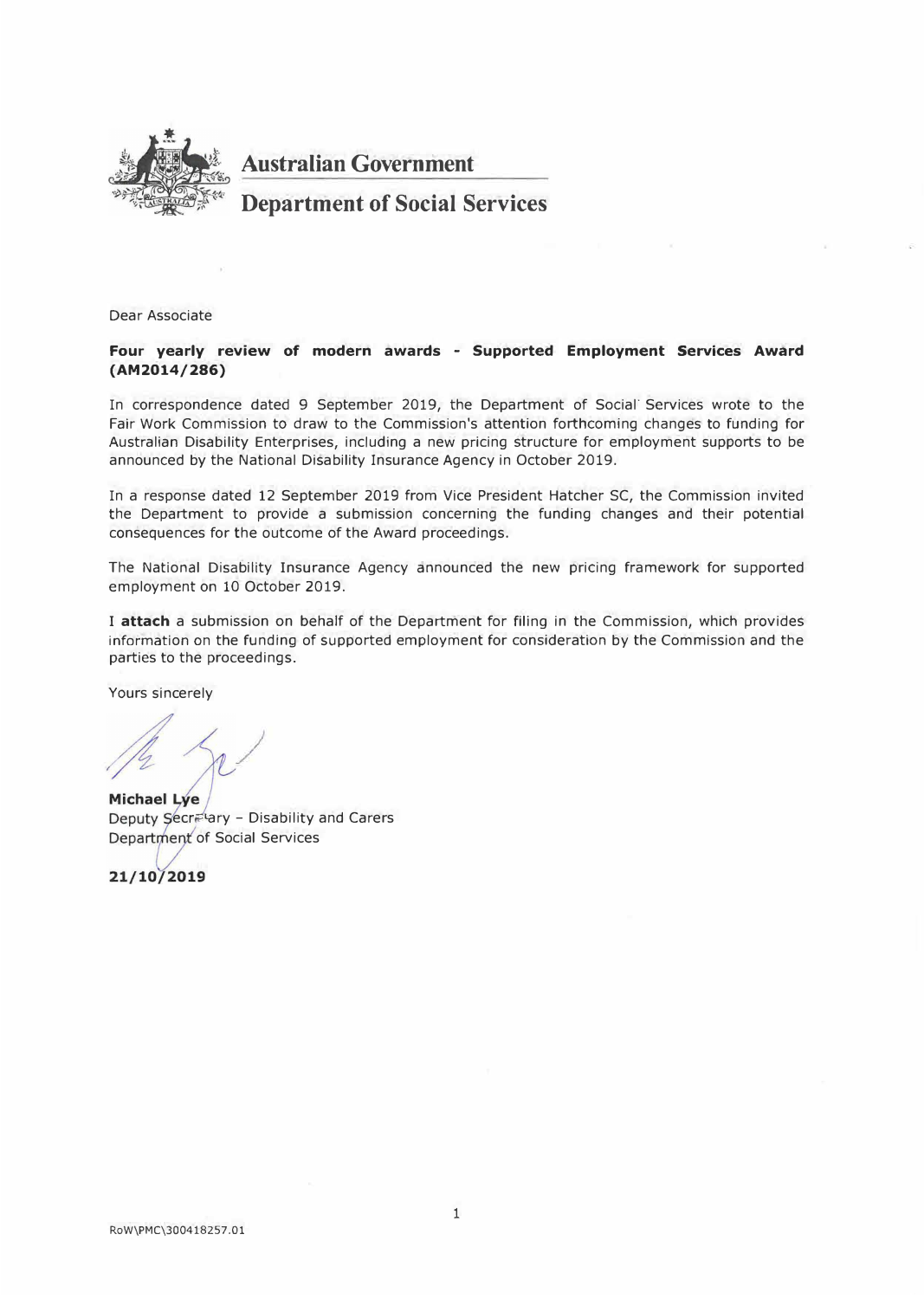**Australian Government**

**Department of Social Services**

Dear Associate

**Four yearly review of modern awards - Supported Employment Services Award (AM2014/286)**

In correspondence dated 9 September 2019, the Department of Social Services wrote to the Fair Work Commission to draw to the Commission's attention forthcoming changes to funding for Australian Disability Enterprises, including a new pricing structure for employment supports to be announced by the National Disability Insurance Agency in October 2019.

In a response dated 12 September 2019 from Vice President Hatcher SC, the Commission invited the Department to provide a submission concerning the funding changes and their potential consequences for the outcome of the Award proceedings.

The National Disability Insurance Agency announced the new pricing framework for supported employment on 10 October 2019.

I **attach** a submission on behalf of the Department for filing in the Commission, which provides information on the funding of supported employment for consideration by the Commission and the parties to the proceedings.

Yours sincerely

**Michael Lye**
Deputy Secretary - Disability and Carers
Department of Social Services

**21/10/2019**

RoW\PMC\300418257.01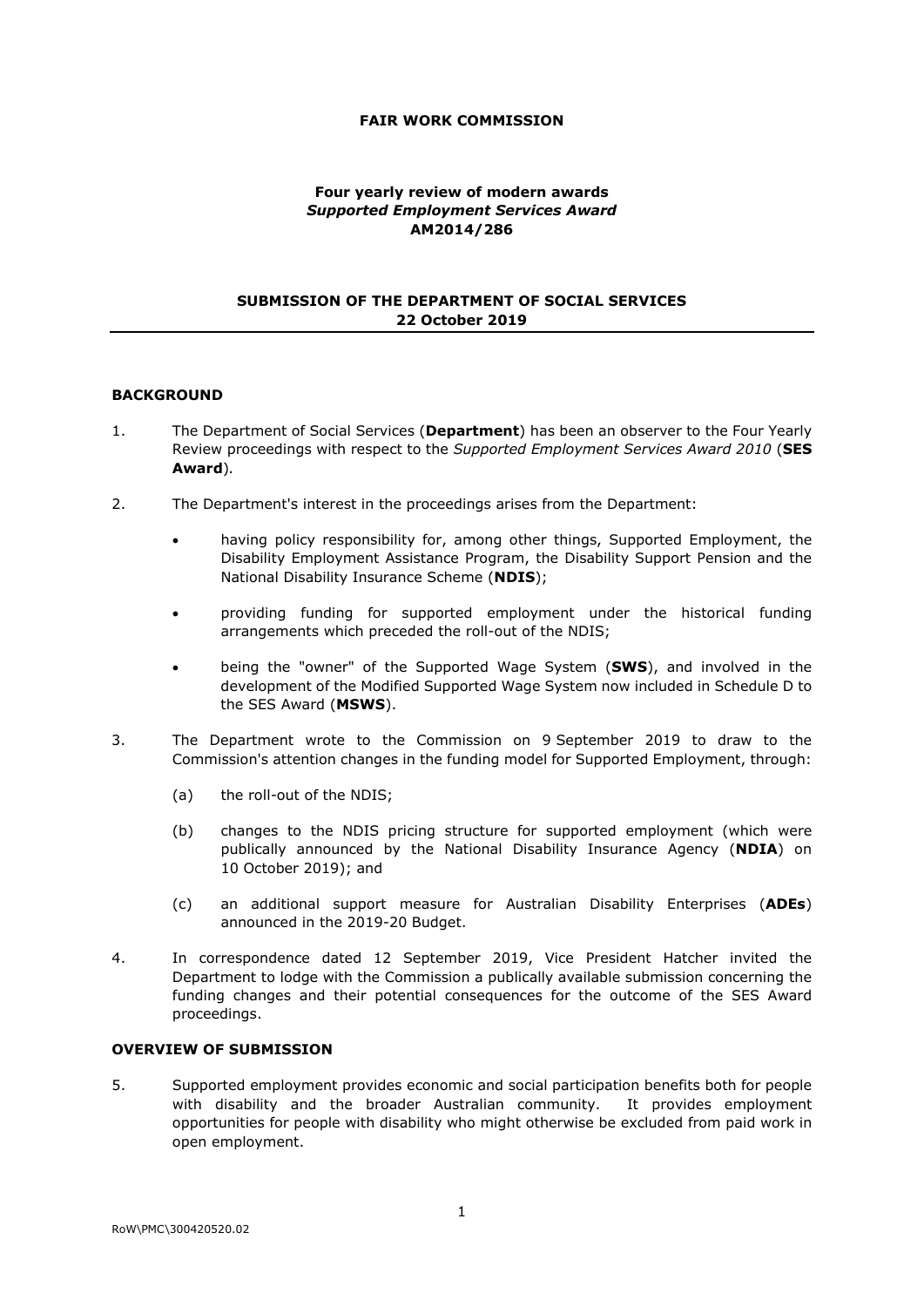**FAIR WORK COMMISSION**

**Four yearly review of modern awards**
***Supported Employment Services Award***
**AM2014/286**

**SUBMISSION OF THE DEPARTMENT OF SOCIAL SERVICES**
**22 October 2019**

## BACKGROUND

1. The Department of Social Services (**Department**) has been an observer to the Four Yearly Review proceedings with respect to the *Supported Employment Services Award 2010* (**SES Award**).

2. The Department's interest in the proceedings arises from the Department:

   - having policy responsibility for, among other things, Supported Employment, the Disability Employment Assistance Program, the Disability Support Pension and the National Disability Insurance Scheme (**NDIS**);
   - providing funding for supported employment under the historical funding arrangements which preceded the roll-out of the NDIS;
   - being the "owner" of the Supported Wage System (**SWS**), and involved in the development of the Modified Supported Wage System now included in Schedule D to the SES Award (**MSWS**).

3. The Department wrote to the Commission on 9 September 2019 to draw to the Commission's attention changes in the funding model for Supported Employment, through:

   (a) the roll-out of the NDIS;

   (b) changes to the NDIS pricing structure for supported employment (which were publically announced by the National Disability Insurance Agency (**NDIA**) on 10 October 2019); and

   (c) an additional support measure for Australian Disability Enterprises (**ADEs**) announced in the 2019-20 Budget.

4. In correspondence dated 12 September 2019, Vice President Hatcher invited the Department to lodge with the Commission a publically available submission concerning the funding changes and their potential consequences for the outcome of the SES Award proceedings.

## OVERVIEW OF SUBMISSION

5. Supported employment provides economic and social participation benefits both for people with disability and the broader Australian community. It provides employment opportunities for people with disability who might otherwise be excluded from paid work in open employment.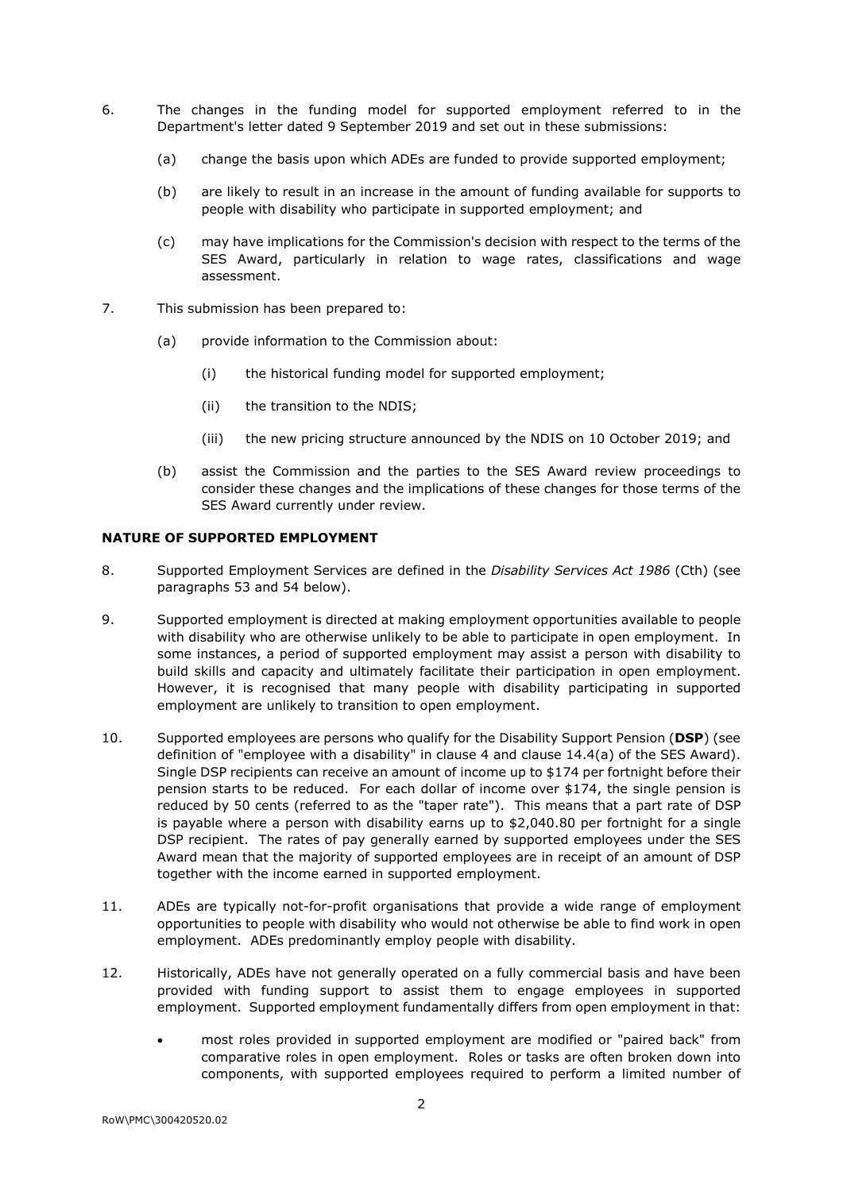6. The changes in the funding model for supported employment referred to in the Department's letter dated 9 September 2019 and set out in these submissions:

   (a) change the basis upon which ADEs are funded to provide supported employment;

   (b) are likely to result in an increase in the amount of funding available for supports to people with disability who participate in supported employment; and

   (c) may have implications for the Commission's decision with respect to the terms of the SES Award, particularly in relation to wage rates, classifications and wage assessment.

7. This submission has been prepared to:

   (a) provide information to the Commission about:

      (i) the historical funding model for supported employment;

      (ii) the transition to the NDIS;

      (iii) the new pricing structure announced by the NDIS on 10 October 2019; and

   (b) assist the Commission and the parties to the SES Award review proceedings to consider these changes and the implications of these changes for those terms of the SES Award currently under review.

**NATURE OF SUPPORTED EMPLOYMENT**

8. Supported Employment Services are defined in the *Disability Services Act 1986* (Cth) (see paragraphs 53 and 54 below).

9. Supported employment is directed at making employment opportunities available to people with disability who are otherwise unlikely to be able to participate in open employment. In some instances, a period of supported employment may assist a person with disability to build skills and capacity and ultimately facilitate their participation in open employment. However, it is recognised that many people with disability participating in supported employment are unlikely to transition to open employment.

10. Supported employees are persons who qualify for the Disability Support Pension (**DSP**) (see definition of "employee with a disability" in clause 4 and clause 14.4(a) of the SES Award). Single DSP recipients can receive an amount of income up to $174 per fortnight before their pension starts to be reduced. For each dollar of income over $174, the single pension is reduced by 50 cents (referred to as the "taper rate"). This means that a part rate of DSP is payable where a person with disability earns up to $2,040.80 per fortnight for a single DSP recipient. The rates of pay generally earned by supported employees under the SES Award mean that the majority of supported employees are in receipt of an amount of DSP together with the income earned in supported employment.

11. ADEs are typically not-for-profit organisations that provide a wide range of employment opportunities to people with disability who would not otherwise be able to find work in open employment. ADEs predominantly employ people with disability.

12. Historically, ADEs have not generally operated on a fully commercial basis and have been provided with funding support to assist them to engage employees in supported employment. Supported employment fundamentally differs from open employment in that:

   - most roles provided in supported employment are modified or "paired back" from comparative roles in open employment. Roles or tasks are often broken down into components, with supported employees required to perform a limited number of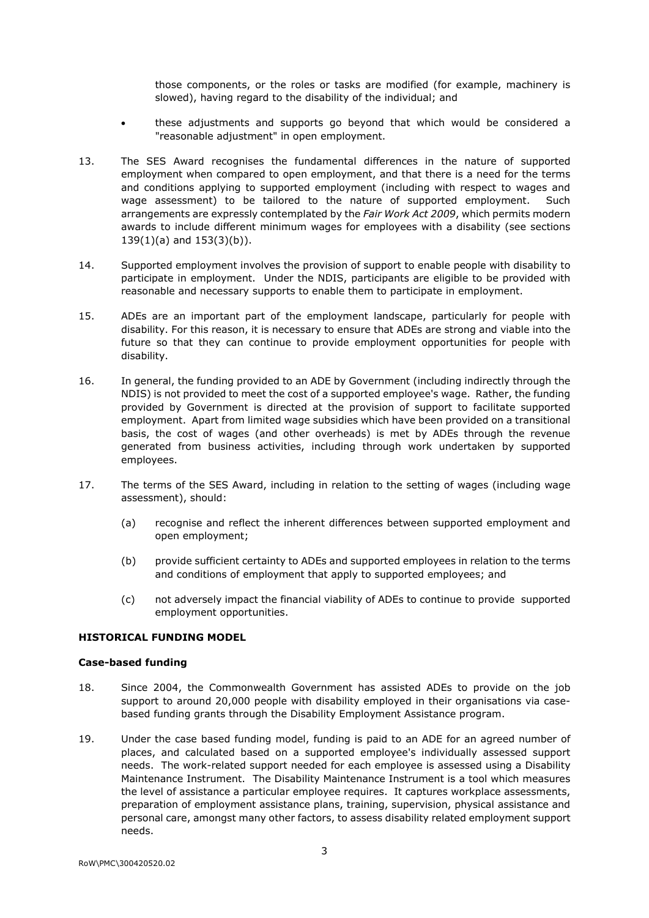those components, or the roles or tasks are modified (for example, machinery is slowed), having regard to the disability of the individual; and

- these adjustments and supports go beyond that which would be considered a "reasonable adjustment" in open employment.

13. The SES Award recognises the fundamental differences in the nature of supported employment when compared to open employment, and that there is a need for the terms and conditions applying to supported employment (including with respect to wages and wage assessment) to be tailored to the nature of supported employment. Such arrangements are expressly contemplated by the *Fair Work Act 2009*, which permits modern awards to include different minimum wages for employees with a disability (see sections 139(1)(a) and 153(3)(b)).

14. Supported employment involves the provision of support to enable people with disability to participate in employment. Under the NDIS, participants are eligible to be provided with reasonable and necessary supports to enable them to participate in employment.

15. ADEs are an important part of the employment landscape, particularly for people with disability. For this reason, it is necessary to ensure that ADEs are strong and viable into the future so that they can continue to provide employment opportunities for people with disability.

16. In general, the funding provided to an ADE by Government (including indirectly through the NDIS) is not provided to meet the cost of a supported employee's wage. Rather, the funding provided by Government is directed at the provision of support to facilitate supported employment. Apart from limited wage subsidies which have been provided on a transitional basis, the cost of wages (and other overheads) is met by ADEs through the revenue generated from business activities, including through work undertaken by supported employees.

17. The terms of the SES Award, including in relation to the setting of wages (including wage assessment), should:

    (a) recognise and reflect the inherent differences between supported employment and open employment;

    (b) provide sufficient certainty to ADEs and supported employees in relation to the terms and conditions of employment that apply to supported employees; and

    (c) not adversely impact the financial viability of ADEs to continue to provide supported employment opportunities.

**HISTORICAL FUNDING MODEL**

**Case-based funding**

18. Since 2004, the Commonwealth Government has assisted ADEs to provide on the job support to around 20,000 people with disability employed in their organisations via case-based funding grants through the Disability Employment Assistance program.

19. Under the case based funding model, funding is paid to an ADE for an agreed number of places, and calculated based on a supported employee's individually assessed support needs. The work-related support needed for each employee is assessed using a Disability Maintenance Instrument. The Disability Maintenance Instrument is a tool which measures the level of assistance a particular employee requires. It captures workplace assessments, preparation of employment assistance plans, training, supervision, physical assistance and personal care, amongst many other factors, to assess disability related employment support needs.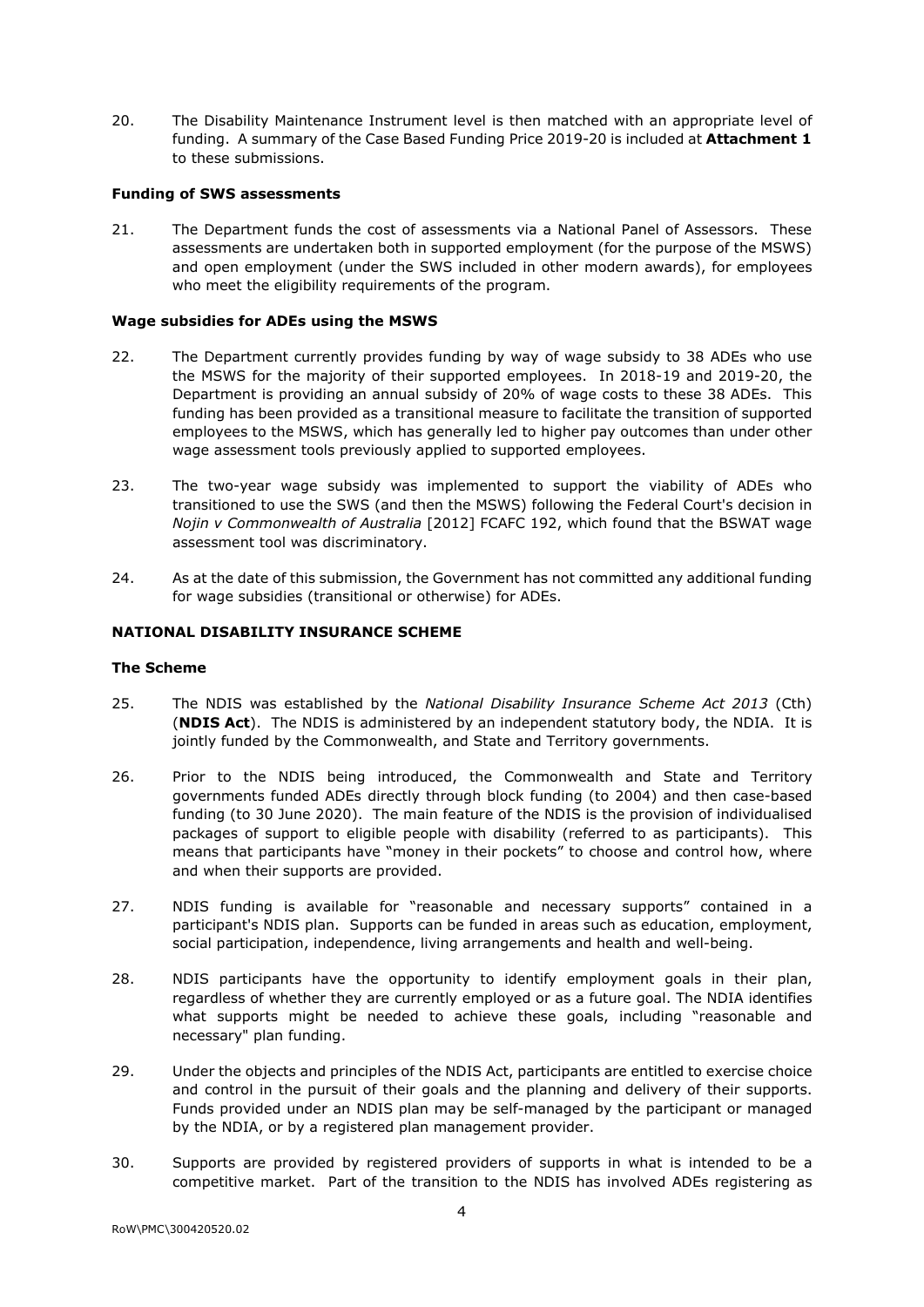20. The Disability Maintenance Instrument level is then matched with an appropriate level of funding. A summary of the Case Based Funding Price 2019-20 is included at **Attachment 1** to these submissions.

**Funding of SWS assessments**

21. The Department funds the cost of assessments via a National Panel of Assessors. These assessments are undertaken both in supported employment (for the purpose of the MSWS) and open employment (under the SWS included in other modern awards), for employees who meet the eligibility requirements of the program.

**Wage subsidies for ADEs using the MSWS**

22. The Department currently provides funding by way of wage subsidy to 38 ADEs who use the MSWS for the majority of their supported employees. In 2018-19 and 2019-20, the Department is providing an annual subsidy of 20% of wage costs to these 38 ADEs. This funding has been provided as a transitional measure to facilitate the transition of supported employees to the MSWS, which has generally led to higher pay outcomes than under other wage assessment tools previously applied to supported employees.

23. The two-year wage subsidy was implemented to support the viability of ADEs who transitioned to use the SWS (and then the MSWS) following the Federal Court's decision in *Nojin v Commonwealth of Australia* [2012] FCAFC 192, which found that the BSWAT wage assessment tool was discriminatory.

24. As at the date of this submission, the Government has not committed any additional funding for wage subsidies (transitional or otherwise) for ADEs.

**NATIONAL DISABILITY INSURANCE SCHEME**

**The Scheme**

25. The NDIS was established by the *National Disability Insurance Scheme Act 2013* (Cth) (**NDIS Act**). The NDIS is administered by an independent statutory body, the NDIA. It is jointly funded by the Commonwealth, and State and Territory governments.

26. Prior to the NDIS being introduced, the Commonwealth and State and Territory governments funded ADEs directly through block funding (to 2004) and then case-based funding (to 30 June 2020). The main feature of the NDIS is the provision of individualised packages of support to eligible people with disability (referred to as participants). This means that participants have "money in their pockets" to choose and control how, where and when their supports are provided.

27. NDIS funding is available for "reasonable and necessary supports" contained in a participant's NDIS plan. Supports can be funded in areas such as education, employment, social participation, independence, living arrangements and health and well-being.

28. NDIS participants have the opportunity to identify employment goals in their plan, regardless of whether they are currently employed or as a future goal. The NDIA identifies what supports might be needed to achieve these goals, including "reasonable and necessary" plan funding.

29. Under the objects and principles of the NDIS Act, participants are entitled to exercise choice and control in the pursuit of their goals and the planning and delivery of their supports. Funds provided under an NDIS plan may be self-managed by the participant or managed by the NDIA, or by a registered plan management provider.

30. Supports are provided by registered providers of supports in what is intended to be a competitive market. Part of the transition to the NDIS has involved ADEs registering as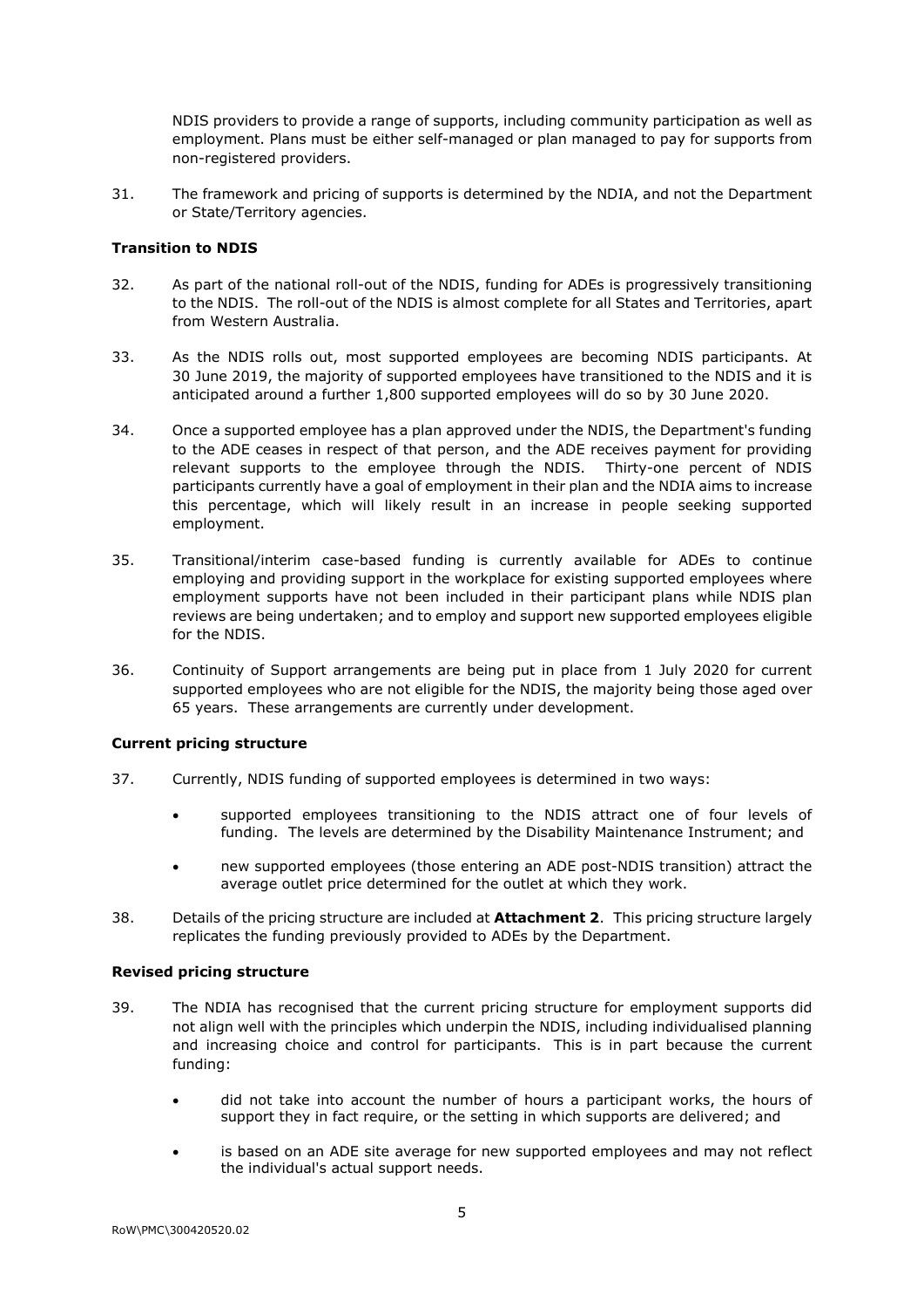NDIS providers to provide a range of supports, including community participation as well as employment. Plans must be either self-managed or plan managed to pay for supports from non-registered providers.

31. The framework and pricing of supports is determined by the NDIA, and not the Department or State/Territory agencies.

**Transition to NDIS**

32. As part of the national roll-out of the NDIS, funding for ADEs is progressively transitioning to the NDIS. The roll-out of the NDIS is almost complete for all States and Territories, apart from Western Australia.

33. As the NDIS rolls out, most supported employees are becoming NDIS participants. At 30 June 2019, the majority of supported employees have transitioned to the NDIS and it is anticipated around a further 1,800 supported employees will do so by 30 June 2020.

34. Once a supported employee has a plan approved under the NDIS, the Department's funding to the ADE ceases in respect of that person, and the ADE receives payment for providing relevant supports to the employee through the NDIS. Thirty-one percent of NDIS participants currently have a goal of employment in their plan and the NDIA aims to increase this percentage, which will likely result in an increase in people seeking supported employment.

35. Transitional/interim case-based funding is currently available for ADEs to continue employing and providing support in the workplace for existing supported employees where employment supports have not been included in their participant plans while NDIS plan reviews are being undertaken; and to employ and support new supported employees eligible for the NDIS.

36. Continuity of Support arrangements are being put in place from 1 July 2020 for current supported employees who are not eligible for the NDIS, the majority being those aged over 65 years. These arrangements are currently under development.

**Current pricing structure**

37. Currently, NDIS funding of supported employees is determined in two ways:

   - supported employees transitioning to the NDIS attract one of four levels of funding. The levels are determined by the Disability Maintenance Instrument; and
   - new supported employees (those entering an ADE post-NDIS transition) attract the average outlet price determined for the outlet at which they work.

38. Details of the pricing structure are included at **Attachment 2**. This pricing structure largely replicates the funding previously provided to ADEs by the Department.

**Revised pricing structure**

39. The NDIA has recognised that the current pricing structure for employment supports did not align well with the principles which underpin the NDIS, including individualised planning and increasing choice and control for participants. This is in part because the current funding:

   - did not take into account the number of hours a participant works, the hours of support they in fact require, or the setting in which supports are delivered; and
   - is based on an ADE site average for new supported employees and may not reflect the individual's actual support needs.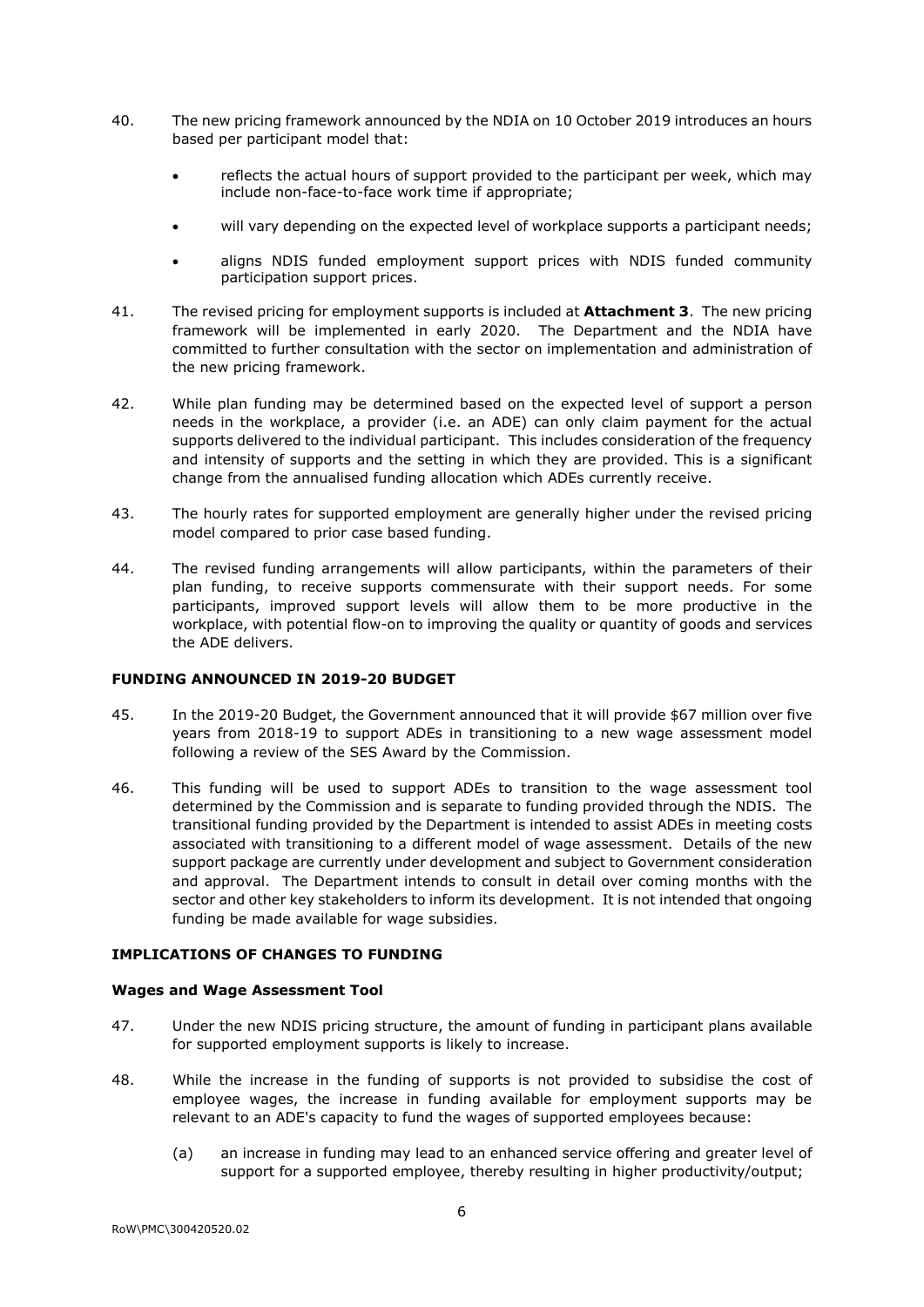40. The new pricing framework announced by the NDIA on 10 October 2019 introduces an hours based per participant model that:

    - reflects the actual hours of support provided to the participant per week, which may include non-face-to-face work time if appropriate;
    - will vary depending on the expected level of workplace supports a participant needs;
    - aligns NDIS funded employment support prices with NDIS funded community participation support prices.

41. The revised pricing for employment supports is included at **Attachment 3**. The new pricing framework will be implemented in early 2020. The Department and the NDIA have committed to further consultation with the sector on implementation and administration of the new pricing framework.

42. While plan funding may be determined based on the expected level of support a person needs in the workplace, a provider (i.e. an ADE) can only claim payment for the actual supports delivered to the individual participant. This includes consideration of the frequency and intensity of supports and the setting in which they are provided. This is a significant change from the annualised funding allocation which ADEs currently receive.

43. The hourly rates for supported employment are generally higher under the revised pricing model compared to prior case based funding.

44. The revised funding arrangements will allow participants, within the parameters of their plan funding, to receive supports commensurate with their support needs. For some participants, improved support levels will allow them to be more productive in the workplace, with potential flow-on to improving the quality or quantity of goods and services the ADE delivers.

## FUNDING ANNOUNCED IN 2019-20 BUDGET

45. In the 2019-20 Budget, the Government announced that it will provide $67 million over five years from 2018-19 to support ADEs in transitioning to a new wage assessment model following a review of the SES Award by the Commission.

46. This funding will be used to support ADEs to transition to the wage assessment tool determined by the Commission and is separate to funding provided through the NDIS. The transitional funding provided by the Department is intended to assist ADEs in meeting costs associated with transitioning to a different model of wage assessment. Details of the new support package are currently under development and subject to Government consideration and approval. The Department intends to consult in detail over coming months with the sector and other key stakeholders to inform its development. It is not intended that ongoing funding be made available for wage subsidies.

## IMPLICATIONS OF CHANGES TO FUNDING

### Wages and Wage Assessment Tool

47. Under the new NDIS pricing structure, the amount of funding in participant plans available for supported employment supports is likely to increase.

48. While the increase in the funding of supports is not provided to subsidise the cost of employee wages, the increase in funding available for employment supports may be relevant to an ADE's capacity to fund the wages of supported employees because:

    (a) an increase in funding may lead to an enhanced service offering and greater level of support for a supported employee, thereby resulting in higher productivity/output;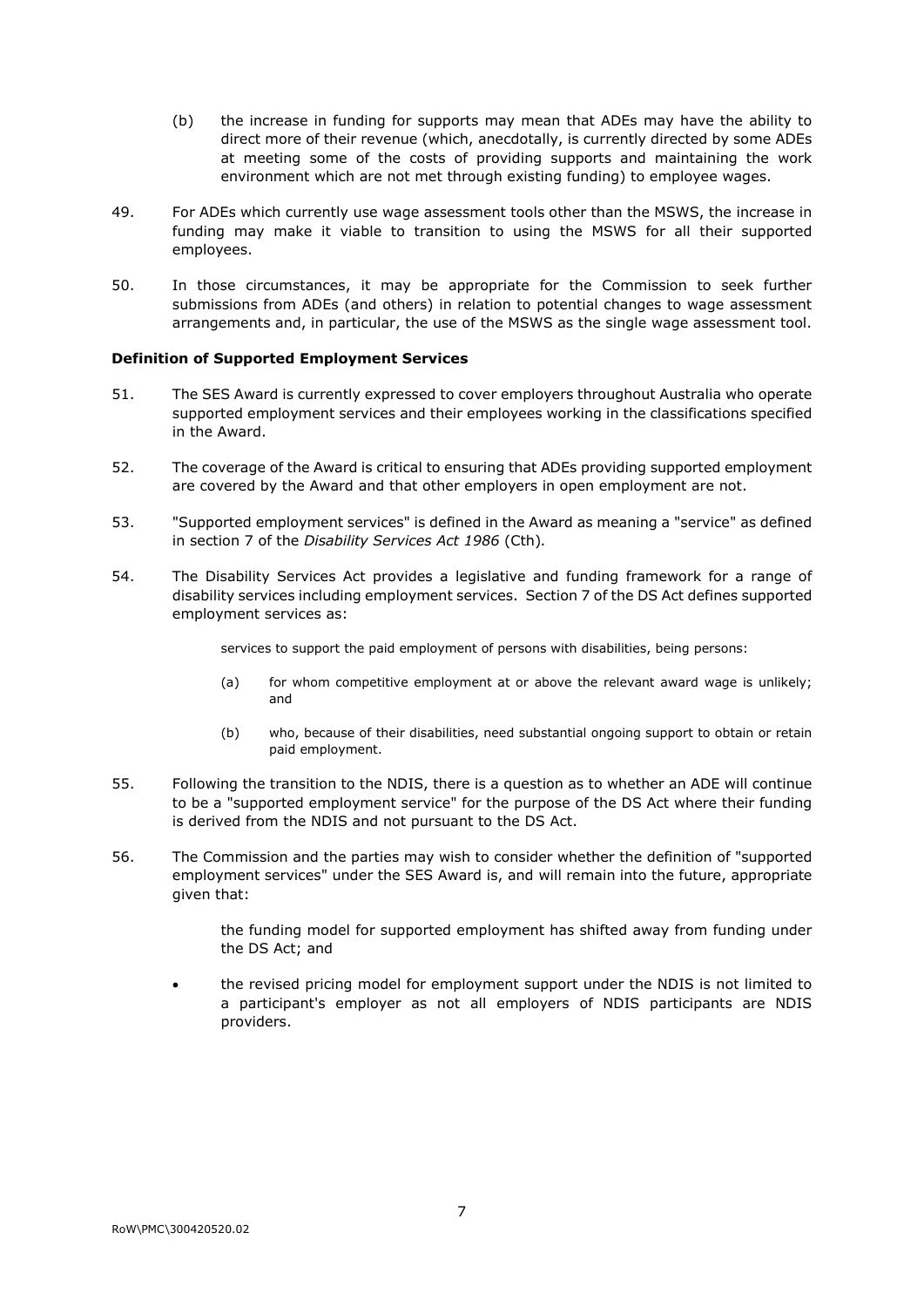(b) the increase in funding for supports may mean that ADEs may have the ability to direct more of their revenue (which, anecdotally, is currently directed by some ADEs at meeting some of the costs of providing supports and maintaining the work environment which are not met through existing funding) to employee wages.

49. For ADEs which currently use wage assessment tools other than the MSWS, the increase in funding may make it viable to transition to using the MSWS for all their supported employees.

50. In those circumstances, it may be appropriate for the Commission to seek further submissions from ADEs (and others) in relation to potential changes to wage assessment arrangements and, in particular, the use of the MSWS as the single wage assessment tool.

**Definition of Supported Employment Services**

51. The SES Award is currently expressed to cover employers throughout Australia who operate supported employment services and their employees working in the classifications specified in the Award.

52. The coverage of the Award is critical to ensuring that ADEs providing supported employment are covered by the Award and that other employers in open employment are not.

53. "Supported employment services" is defined in the Award as meaning a "service" as defined in section 7 of the *Disability Services Act 1986* (Cth).

54. The Disability Services Act provides a legislative and funding framework for a range of disability services including employment services. Section 7 of the DS Act defines supported employment services as:

> services to support the paid employment of persons with disabilities, being persons:
>
> (a) for whom competitive employment at or above the relevant award wage is unlikely; and
>
> (b) who, because of their disabilities, need substantial ongoing support to obtain or retain paid employment.

55. Following the transition to the NDIS, there is a question as to whether an ADE will continue to be a "supported employment service" for the purpose of the DS Act where their funding is derived from the NDIS and not pursuant to the DS Act.

56. The Commission and the parties may wish to consider whether the definition of "supported employment services" under the SES Award is, and will remain into the future, appropriate given that:

- the funding model for supported employment has shifted away from funding under the DS Act; and
- the revised pricing model for employment support under the NDIS is not limited to a participant's employer as not all employers of NDIS participants are NDIS providers.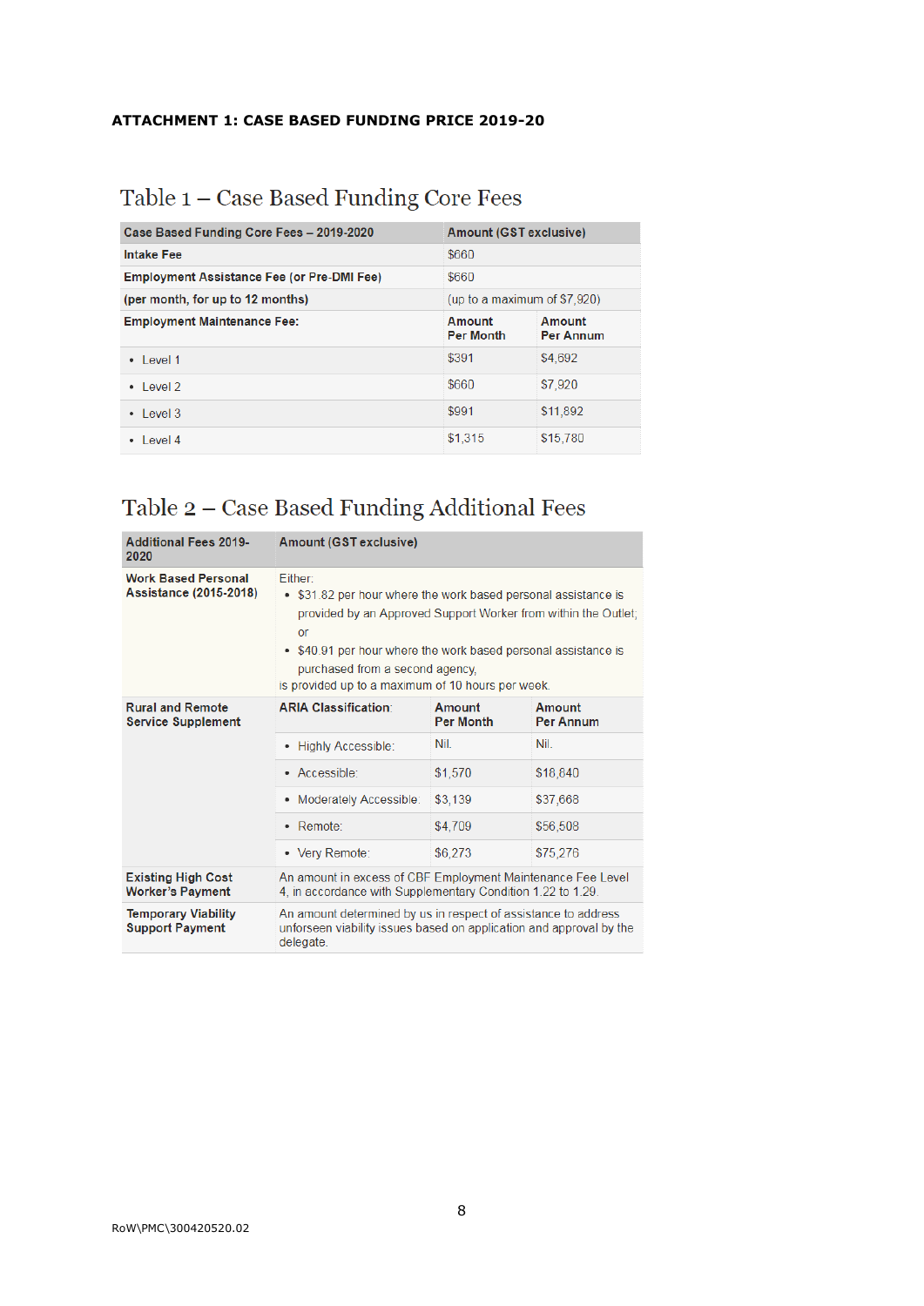**ATTACHMENT 1: CASE BASED FUNDING PRICE 2019-20**

## Table 1 – Case Based Funding Core Fees

| Case Based Funding Core Fees – 2019-2020 | Amount (GST exclusive) | |
|---|---|---|
| **Intake Fee** | $660 | |
| **Employment Assistance Fee (or Pre-DMI Fee)** | $660 | |
| **(per month, for up to 12 months)** | (up to a maximum of $7,920) | |
| **Employment Maintenance Fee:** | **Amount Per Month** | **Amount Per Annum** |
| • Level 1 | $391 | $4,692 |
| • Level 2 | $660 | $7,920 |
| • Level 3 | $991 | $11,892 |
| • Level 4 | $1,315 | $15,780 |

## Table 2 – Case Based Funding Additional Fees

| Additional Fees 2019-2020 | Amount (GST exclusive) | | |
|---|---|---|---|
| **Work Based Personal Assistance (2015-2018)** | Either:<br>• $31.82 per hour where the work based personal assistance is provided by an Approved Support Worker from within the Outlet; or<br>• $40.91 per hour where the work based personal assistance is purchased from a second agency,<br>is provided up to a maximum of 10 hours per week. | | |
| **Rural and Remote Service Supplement** | **ARIA Classification:** | **Amount Per Month** | **Amount Per Annum** |
| | • Highly Accessible: | Nil. | Nil. |
| | • Accessible: | $1,570 | $18,840 |
| | • Moderately Accessible: | $3,139 | $37,668 |
| | • Remote: | $4,709 | $56,508 |
| | • Very Remote: | $6,273 | $75,276 |
| **Existing High Cost Worker's Payment** | An amount in excess of CBF Employment Maintenance Fee Level 4, in accordance with Supplementary Condition 1.22 to 1.29. | | |
| **Temporary Viability Support Payment** | An amount determined by us in respect of assistance to address unforseen viability issues based on application and approval by the delegate. | | |

RoW\PMC\300420520.02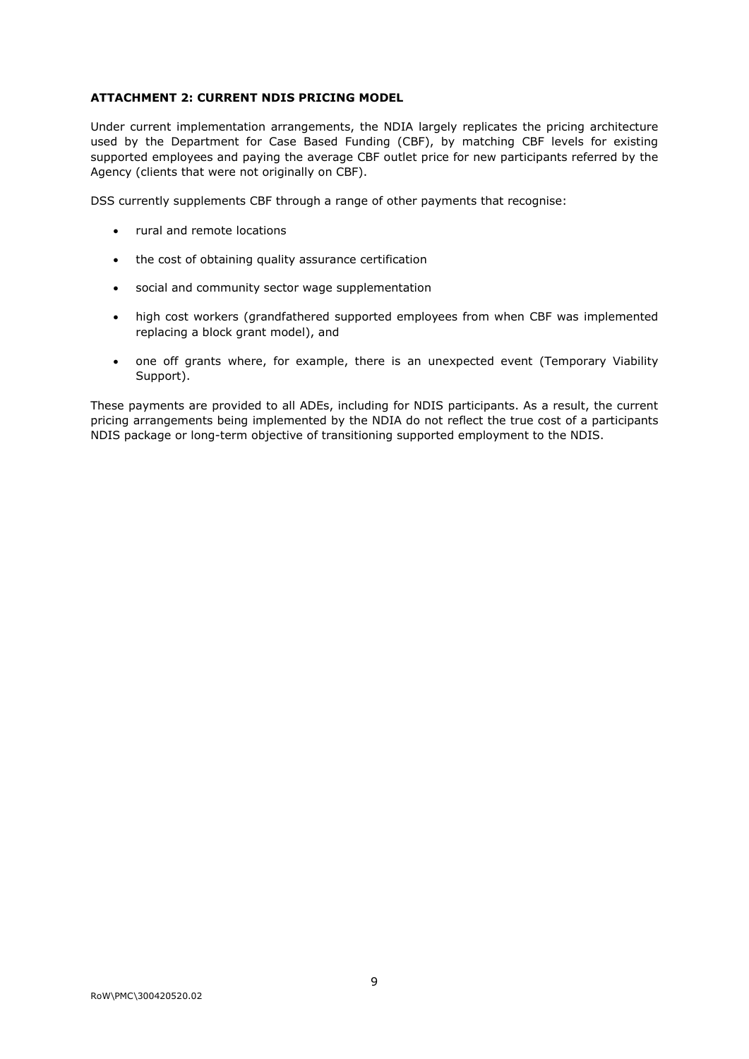**ATTACHMENT 2: CURRENT NDIS PRICING MODEL**

Under current implementation arrangements, the NDIA largely replicates the pricing architecture used by the Department for Case Based Funding (CBF), by matching CBF levels for existing supported employees and paying the average CBF outlet price for new participants referred by the Agency (clients that were not originally on CBF).

DSS currently supplements CBF through a range of other payments that recognise:

- rural and remote locations
- the cost of obtaining quality assurance certification
- social and community sector wage supplementation
- high cost workers (grandfathered supported employees from when CBF was implemented replacing a block grant model), and
- one off grants where, for example, there is an unexpected event (Temporary Viability Support).

These payments are provided to all ADEs, including for NDIS participants. As a result, the current pricing arrangements being implemented by the NDIA do not reflect the true cost of a participants NDIS package or long-term objective of transitioning supported employment to the NDIS.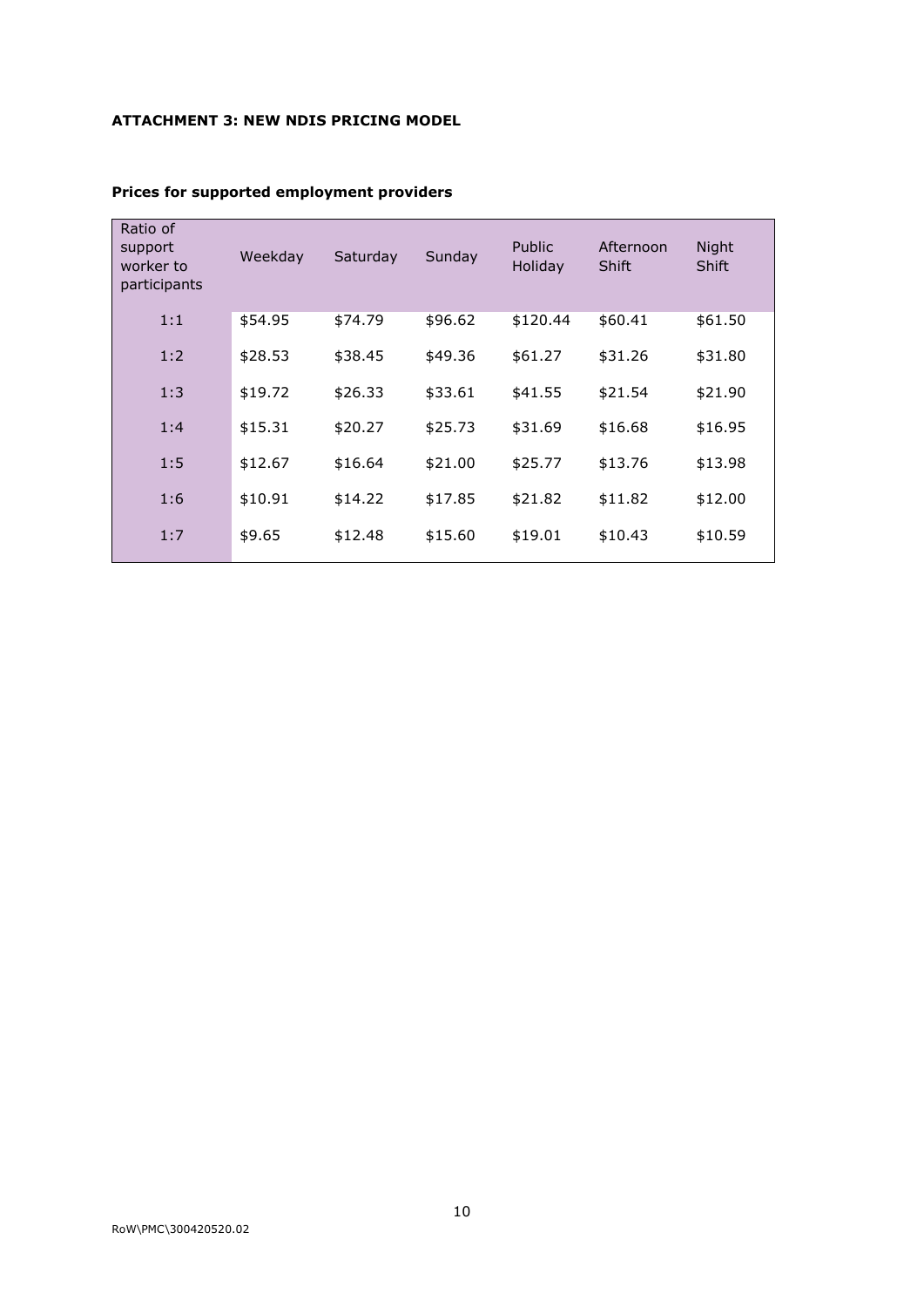**ATTACHMENT 3: NEW NDIS PRICING MODEL**

**Prices for supported employment providers**

| Ratio of support worker to participants | Weekday | Saturday | Sunday | Public Holiday | Afternoon Shift | Night Shift |
|---|---|---|---|---|---|---|
| 1:1 | $54.95 | $74.79 | $96.62 | $120.44 | $60.41 | $61.50 |
| 1:2 | $28.53 | $38.45 | $49.36 | $61.27 | $31.26 | $31.80 |
| 1:3 | $19.72 | $26.33 | $33.61 | $41.55 | $21.54 | $21.90 |
| 1:4 | $15.31 | $20.27 | $25.73 | $31.69 | $16.68 | $16.95 |
| 1:5 | $12.67 | $16.64 | $21.00 | $25.77 | $13.76 | $13.98 |
| 1:6 | $10.91 | $14.22 | $17.85 | $21.82 | $11.82 | $12.00 |
| 1:7 | $9.65 | $12.48 | $15.60 | $19.01 | $10.43 | $10.59 |

RoW\PMC\300420520.02